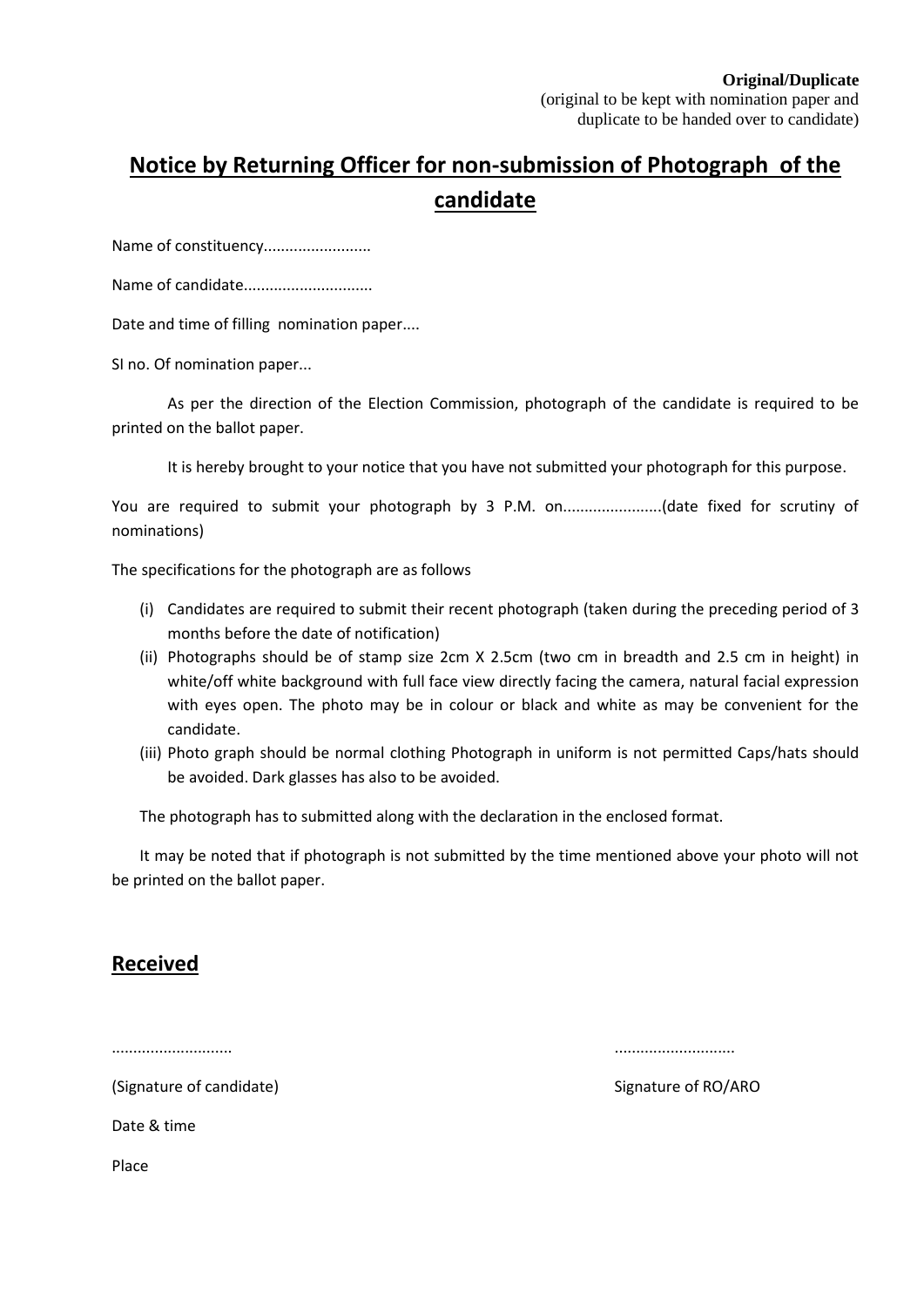**Original/Duplicate**
(original to be kept with nomination paper and duplicate to be handed over to candidate)

# Notice by Returning Officer for non-submission of Photograph of the candidate

Name of constituency.........................

Name of candidate..............................

Date and time of filling nomination paper....

SI no. Of nomination paper...

As per the direction of the Election Commission, photograph of the candidate is required to be printed on the ballot paper.

It is hereby brought to your notice that you have not submitted your photograph for this purpose.

You are required to submit your photograph by 3 P.M. on.......................(date fixed for scrutiny of nominations)

The specifications for the photograph are as follows

(i) Candidates are required to submit their recent photograph (taken during the preceding period of 3 months before the date of notification)

(ii) Photographs should be of stamp size 2cm X 2.5cm (two cm in breadth and 2.5 cm in height) in white/off white background with full face view directly facing the camera, natural facial expression with eyes open. The photo may be in colour or black and white as may be convenient for the candidate.

(iii) Photo graph should be normal clothing Photograph in uniform is not permitted Caps/hats should be avoided. Dark glasses has also to be avoided.

The photograph has to submitted along with the declaration in the enclosed format.

It may be noted that if photograph is not submitted by the time mentioned above your photo will not be printed on the ballot paper.

## Received

............................ ............................

(Signature of candidate) Signature of RO/ARO

Date & time

Place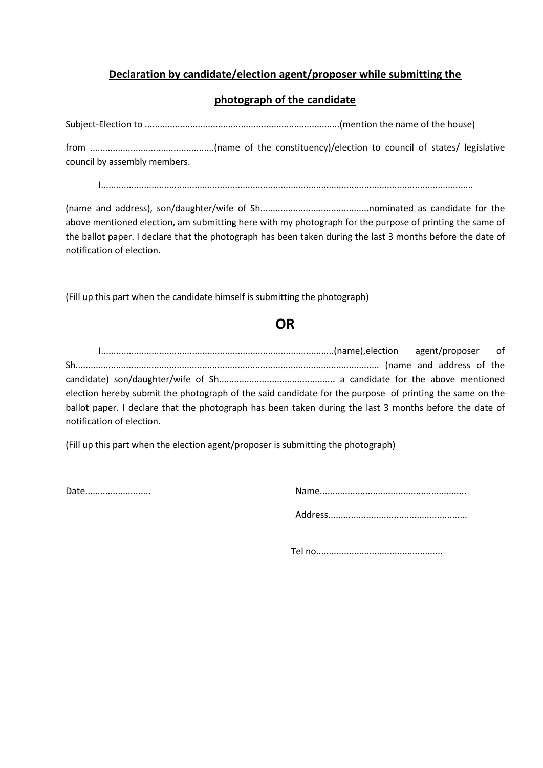## Declaration by candidate/election agent/proposer while submitting the photograph of the candidate

Subject-Election to ..............................................................................(mention the name of the house)

from ..................................................(name of the constituency)/election to council of states/ legislative council by assembly members.

I......................................................................................................................................................

(name and address), son/daughter/wife of Sh............................................nominated as candidate for the above mentioned election, am submitting here with my photograph for the purpose of printing the same of the ballot paper. I declare that the photograph has been taken during the last 3 months before the date of notification of election.

(Fill up this part when the candidate himself is submitting the photograph)

**OR**

I...........................................................................................(name),election agent/proposer of Sh........................................................................................................................ (name and address of the candidate) son/daughter/wife of Sh............................................. a candidate for the above mentioned election hereby submit the photograph of the said candidate for the purpose of printing the same on the ballot paper. I declare that the photograph has been taken during the last 3 months before the date of notification of election.

(Fill up this part when the election agent/proposer is submitting the photograph)

Date..........................

Name..........................................................

Address.......................................................

Tel no..................................................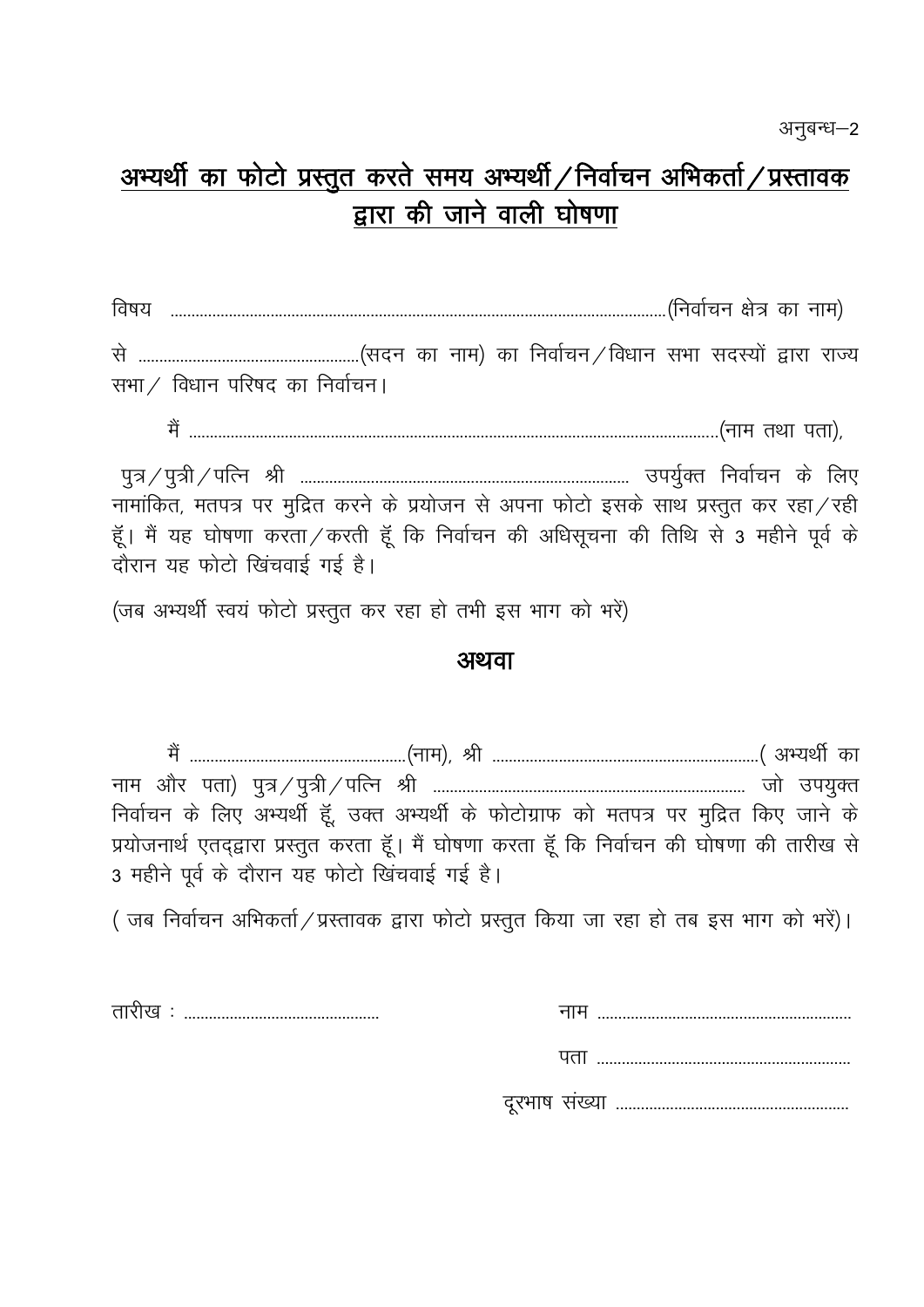अनुबन्ध–2

## अभ्यर्थी का फोटो प्रस्तुत करते समय अभ्यर्थी/निर्वाचन अभिकर्ता/प्रस्तावक द्वारा की जाने वाली घोषणा

विषय ..........................................................................................................................(निर्वाचन क्षेत्र का नाम)

से ......................................................(सदन का नाम) का निर्वाचन/विधान सभा सदस्यों द्वारा राज्य सभा/ विधान परिषद का निर्वाचन।

मैं ...............................................................................................................................(नाम तथा पता),

पुत्र/पुत्री/पत्नि श्री .............................................................................. उपर्युक्त निर्वाचन के लिए नामांकित, मतपत्र पर मुद्रित करने के प्रयोजन से अपना फोटो इसके साथ प्रस्तुत कर रहा/रही हूँ। मैं यह घोषणा करता/करती हूँ कि निर्वाचन की अधिसूचना की तिथि से 3 महीने पूर्व के दौरान यह फोटो खिंचवाई गई है।

(जब अभ्यर्थी स्वयं फोटो प्रस्तुत कर रहा हो तभी इस भाग को भरें)

**अथवा**

मैं ....................................................(नाम), श्री .................................................................( अभ्यर्थी का नाम और पता) पुत्र/पुत्री/पत्नि श्री ........................................................................... जो उपयुक्त निर्वाचन के लिए अभ्यर्थी हूँ, उक्त अभ्यर्थी के फोटोग्राफ को मतपत्र पर मुद्रित किए जाने के प्रयोजनार्थ एतद्द्वारा प्रस्तुत करता हूँ। मैं घोषणा करता हूँ कि निर्वाचन की घोषणा की तारीख से 3 महीने पूर्व के दौरान यह फोटो खिंचवाई गई है।

( जब निर्वाचन अभिकर्ता/प्रस्तावक द्वारा फोटो प्रस्तुत किया जा रहा हो तब इस भाग को भरें)।

तारीख : ..............................................

नाम ............................................................

पता ............................................................

दूरभाष संख्या ........................................................